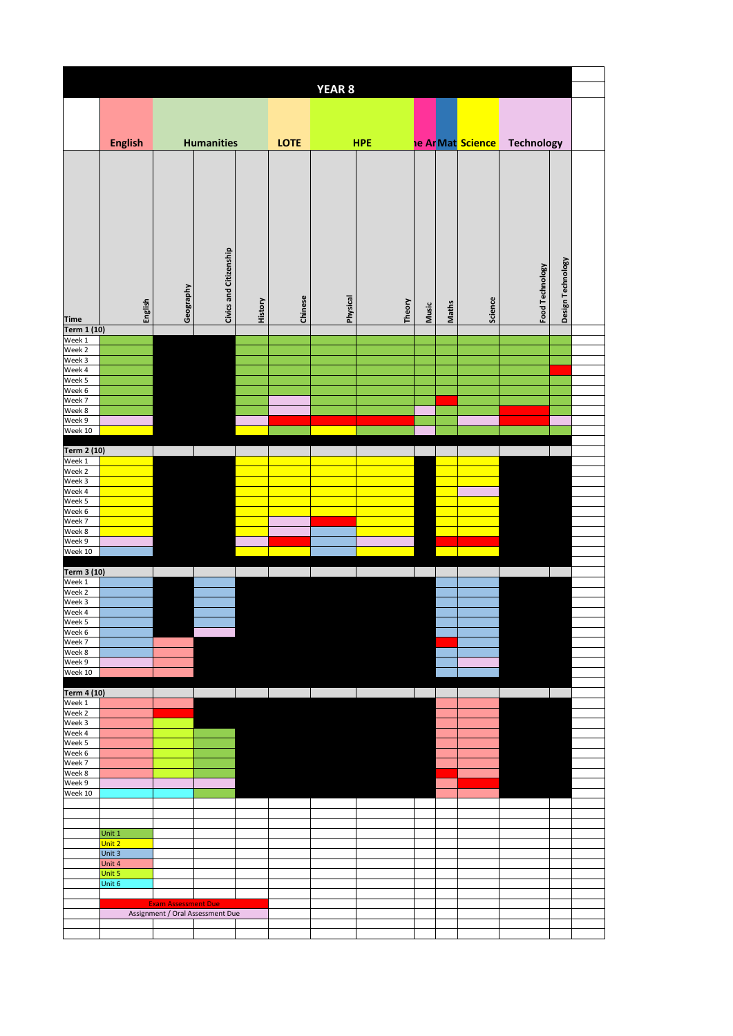# YEAR 8

| Time | English | Geography | Civics and Citizenship | History | Chinese | Physical | Theory | Music | Maths | Science | Food Technology | Design Technology |
|---|---|---|---|---|---|---|---|---|---|---|---|---|
| | **English** | **Humanities** | | | **LOTE** | **HPE** | | **The Arts** | **Maths** | **Science** | **Technology** | |
| **Term 1 (10)** | | | | | | | | | | | | |
| Week 1 | Unit 1 | | | Unit 1 | Unit 1 | Unit 1 | Unit 1 | Unit 1 | Unit 1 | Unit 1 | Unit 1 | Unit 1 |
| Week 2 | Unit 1 | | | Unit 1 | Unit 1 | Unit 1 | Unit 1 | Unit 1 | Unit 1 | Unit 1 | Unit 1 | Unit 1 |
| Week 3 | Unit 1 | | | Unit 1 | Unit 1 | Unit 1 | Unit 1 | Unit 1 | Unit 1 | Unit 1 | Unit 1 | Unit 1 |
| Week 4 | Unit 1 | | | Unit 1 | Unit 1 | Unit 1 | Unit 1 | Unit 1 | Unit 1 | Unit 1 | Unit 1 | Exam Assessment Due |
| Week 5 | Unit 1 | | | Unit 1 | Unit 1 | Unit 1 | Unit 1 | Unit 1 | Unit 1 | Unit 1 | Unit 1 | Unit 1 |
| Week 6 | Unit 1 | | | Unit 1 | Unit 1 | Unit 1 | Unit 1 | Unit 1 | Unit 1 | Unit 1 | Unit 1 | Unit 1 |
| Week 7 | Unit 1 | | | Unit 1 | Assignment / Oral Assessment Due | Unit 1 | Unit 1 | Unit 1 | Exam Assessment Due | Unit 1 | Unit 1 | Unit 1 |
| Week 8 | Unit 1 | | | Unit 1 | Assignment / Oral Assessment Due | Unit 1 | Unit 1 | Assignment / Oral Assessment Due | Unit 1 | Unit 1 | Exam Assessment Due | Unit 1 |
| Week 9 | Assignment / Oral Assessment Due | | | Assignment / Oral Assessment Due | Exam Assessment Due | Exam Assessment Due | Exam Assessment Due | Unit 1 | Unit 1 | Assignment / Oral Assessment Due | Exam Assessment Due | Assignment / Oral Assessment Due |
| Week 10 | Unit 2 | | | Unit 2 | Unit 1 | Unit 2 | Unit 1 | Assignment / Oral Assessment Due | Unit 1 | Unit 1 | Unit 1 | Unit 1 |
| **Term 2 (10)** | | | | | | | | | | | | |
| Week 1 | Unit 2 | | | Unit 2 | Unit 2 | Unit 2 | Unit 2 | | Unit 2 | Unit 2 | | |
| Week 2 | Unit 2 | | | Unit 2 | Unit 2 | Unit 2 | Unit 2 | | Unit 2 | Unit 2 | | |
| Week 3 | Unit 2 | | | Unit 2 | Unit 2 | Unit 2 | Unit 2 | | Unit 2 | Unit 2 | | |
| Week 4 | Unit 2 | | | Unit 2 | Unit 2 | Unit 2 | Unit 2 | | Unit 2 | Assignment / Oral Assessment Due | | |
| Week 5 | Unit 2 | | | Unit 2 | Unit 2 | Unit 2 | Unit 2 | | Unit 2 | Unit 2 | | |
| Week 6 | Unit 2 | | | Unit 2 | Unit 2 | Unit 2 | Unit 2 | | Unit 2 | Unit 2 | | |
| Week 7 | Unit 2 | | | Unit 2 | Assignment / Oral Assessment Due | Exam Assessment Due | Unit 2 | | Unit 2 | Unit 2 | | |
| Week 8 | Unit 2 | | | Unit 2 | Assignment / Oral Assessment Due | Unit 3 | Unit 2 | | Unit 2 | Unit 2 | | |
| Week 9 | Assignment / Oral Assessment Due | | | Assignment / Oral Assessment Due | Exam Assessment Due | Unit 3 | Assignment / Oral Assessment Due | | Exam Assessment Due | Exam Assessment Due | | |
| Week 10 | Unit 3 | | | Unit 2 | Unit 2 | Unit 3 | Unit 2 | | Unit 2 | Unit 2 | | |
| **Term 3 (10)** | | | | | | | | | | | | |
| Week 1 | Unit 3 | | Unit 3 | | | | | | Unit 3 | Unit 3 | | |
| Week 2 | Unit 3 | | Unit 3 | | | | | | Unit 3 | Unit 3 | | |
| Week 3 | Unit 3 | | Unit 3 | | | | | | Unit 3 | Unit 3 | | |
| Week 4 | Unit 3 | | Unit 3 | | | | | | Unit 3 | Unit 3 | | |
| Week 5 | Unit 3 | | Unit 3 | | | | | | Unit 3 | Unit 3 | | |
| Week 6 | Unit 3 | | Assignment / Oral Assessment Due | | | | | | Unit 3 | Unit 3 | | |
| Week 7 | Unit 3 | Unit 4 | | | | | | | Exam Assessment Due | Unit 3 | | |
| Week 8 | Unit 3 | Unit 4 | | | | | | | Unit 3 | Unit 3 | | |
| Week 9 | Assignment / Oral Assessment Due | Unit 4 | | | | | | | Unit 3 | Assignment / Oral Assessment Due | | |
| Week 10 | Unit 4 | Unit 4 | | | | | | | Unit 3 | Unit 3 | | |
| **Term 4 (10)** | | | | | | | | | | | | |
| Week 1 | Unit 4 | Unit 4 | | | | | | | Unit 4 | Unit 4 | | |
| Week 2 | Unit 4 | Exam Assessment Due | | | | | | | Unit 4 | Unit 4 | | |
| Week 3 | Unit 4 | Unit 5 | | | | | | | Unit 4 | Unit 4 | | |
| Week 4 | Unit 4 | Unit 5 | Unit 1 | | | | | | Unit 4 | Unit 4 | | |
| Week 5 | Unit 4 | Unit 5 | Unit 1 | | | | | | Unit 4 | Unit 4 | | |
| Week 6 | Unit 4 | Unit 5 | Unit 1 | | | | | | Unit 4 | Unit 4 | | |
| Week 7 | Unit 4 | Unit 5 | Unit 1 | | | | | | Unit 4 | Unit 4 | | |
| Week 8 | Unit 4 | Unit 5 | Unit 1 | | | | | | Exam Assessment Due | Unit 4 | | |
| Week 9 | Assignment / Oral Assessment Due | Assignment / Oral Assessment Due | Assignment / Oral Assessment Due | | | | | | Unit 4 | Exam Assessment Due | | |
| Week 10 | Unit 6 | Unit 6 | Unit 1 | | | | | | Unit 4 | Unit 4 | | |

Unit 1
Unit 2
Unit 3
Unit 4
Unit 5
Unit 6

Exam Assessment Due
Assignment / Oral Assessment Due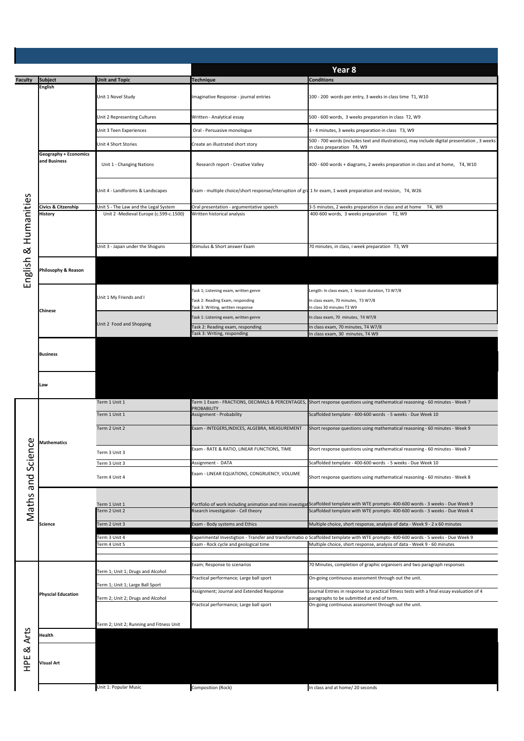| Faculty | Subject | Unit and Topic | Year 8 Technique | Year 8 Conditions |
|---|---|---|---|---|
| English & Humanities | English | Unit 1 Novel Study | Imaginative Response - journal entries | 100 - 200 words per entry, 3 weeks in class time T1, W10 |
| | | Unit 2 Representing Cultures | Written - Analytical essay | 500 - 600 words, 3 weeks preparation in class T2, W9 |
| | | Unit 3 Teen Experiences | Oral - Persuasive monologue | 3 - 4 minutes, 3 weeks preparation in class T3, W9 |
| | | Unit 4 Short Stories | Create an illustrated short story | 500 - 700 words (includes text and illustrations), may include digital presentation , 3 weeks in class preparation T4, W9 |
| | Geography + Economics and Business | Unit 1 - Changing Nations | Research report - Creative Valley | 400 - 600 words + diagrams, 2 weeks preparation in class and at home, T4, W10 |
| | | Unit 4 - Landforoms & Landscapes | Exam - multiple choice/short response/interuption of gr | 1 hr exam, 1 week preparation and revision, T4, W26 |
| | Civics & Citzenship | Unit 5 - The Law and the Legal System | Oral presentation - argumentative speech | 3-5 minutes, 2 weeks preparation in class and at home T4, W9 |
| | History | Unit 2 -Medieval Europe (c.599-c.1500) | Written historical analysis | 400-600 words, 3 weeks preparation T2, W9 |
| | | Unit 3 - Japan under the Shoguns | Stimulus & Short answer Exam | 70 minutes, in class, i week preparation T3, W9 |
| | Philosophy & Reason | | | |
| | Chinese | Unit 1 My Friends and I | Task 1; Listening exam, written genre | Length: In class exam, 1 lesson duration, T3 W7/8 |
| | | | Task 2: Reading Exam, responding | In class exam, 70 minutes, T3 W7/8 |
| | | | Task 3: Writing, written response | In class 30 minutes T3 W9 |
| | | Unit 2 Food and Shopping | Task 1: Listening exam, written genre | In class exam, 70 minutes, T4 W7/8 |
| | | | Task 2: Reading exam, responding | In class exam, 70 minutes, T4 W7/8 |
| | | | Task 3: Writing, responding | In class exam, 30 minutes, T4 W9 |
| | Business | | | |
| | Law | | | |
| Maths and Science | Mathematics | Term 1 Unit 1 | Term 1 Exam - FRACTIONS, DECIMALS & PERCENTAGES, PROBABILITY | Short response questions using mathematical reasoning - 60 minutes - Week 7 |
| | | Term 1 Unit 1 | Assignment - Probability | Scaffolded template - 400-600 words - 5 weeks - Due Week 10 |
| | | Term 2 Unit 2 | Exam - INTEGERS,INDICES, ALGEBRA, MEASUREMENT | Short response questions using mathematical reasoning - 60 minutes - Week 9 |
| | | Term 3 Unit 3 | Exam - RATE & RATIO, LINEAR FUNCTIONS, TIME | Short response questions using mathematical reasoning - 60 minutes - Week 7 |
| | | Term 3 Unit 3 | Assignment - DATA | Scaffolded template - 400-600 words - 5 weeks - Due Week 10 |
| | | Term 4 Unit 4 | Exam - LINEAR EQUATIONS, CONGRUENCY, VOLUME | Short response questions using mathematical reasoning - 60 minutes - Week 8 |
| | Science | Term 1 Unit 1 | Portfolio of work including animation and mini investigat | Scaffolded template with WTE prompts- 400-600 words - 3 weeks - Due Week 9 |
| | | Term 2 Unit 2 | Rsearch investigation - Cell theory | Scaffolded template with WTE prompts- 400-600 words - 3 weeks - Due Week 4 |
| | | Term 2 Unit 3 | Exam - Body systems and Ethics | Multiple choice, short response, analysis of data - Week 9 - 2 x 60 minutes |
| | | Term 3 Unit 4 | Experimental Investigtion - Transfer and transformatio o | Scaffolded template with WTE prompts- 400-600 words - 5 weeks - Due Week 9 |
| | | Term 4 Unit 5 | Exam - Rock cycle and geological time | Multiple choice, short response, analysis of data - Week 9 - 60 minutes |
| HPE & Arts | Physcial Education | Term 1; Unit 1; Drugs and Alcohol | Exam; Response to scenarios | 70 Minutes, completion of graphic organisers and two paragraph responses |
| | | Term 1; Unit 1; Large Ball Sport | Practical performance; Large ball sport | On-going continuous assessment through out the unit. |
| | | Term 2; Unit 2; Drugs and Alcohol | Assignment; Journal and Extended Response | Journal Entries in response to practical fitness tests with a final essay evaluation of 4 paragraphs to be submitted at end of term. |
| | | Term 2; Unit 2; Running and Fitness Unit | Practical performance; Large ball sport | On-going continuous assessment through out the unit. |
| | Health | | | |
| | Visual Art | | | |
| | | Unit 1: Popular Music | Composition (Rock) | In class and at home/ 20 seconds |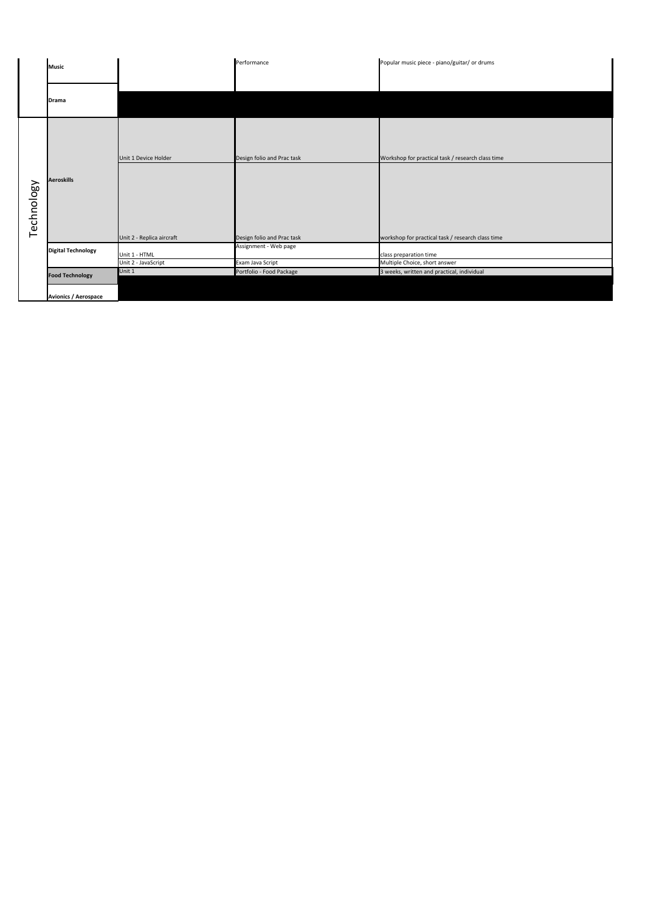| | | | | |
|---|---|---|---|---|
| | **Music** | | Performance | Popular music piece - piano/guitar/ or drums |
| | **Drama** | | | |
| Technology | **Aeroskills** | Unit 1 Device Holder | Design folio and Prac task | Workshop for practical task / research class time |
| | | Unit 2 - Replica aircraft | Design folio and Prac task | workshop for practical task / research class time |
| | **Digital Technology** | Unit 1 - HTML | Assignment - Web page | class preparation time |
| | | Unit 2 - JavaScript | Exam Java Script | Multiple Choice, short answer |
| | **Food Technology** | Unit 1 | Portfolio - Food Package | 3 weeks, written and practical, individual |
| | **Avionics / Aerospace** | | | |